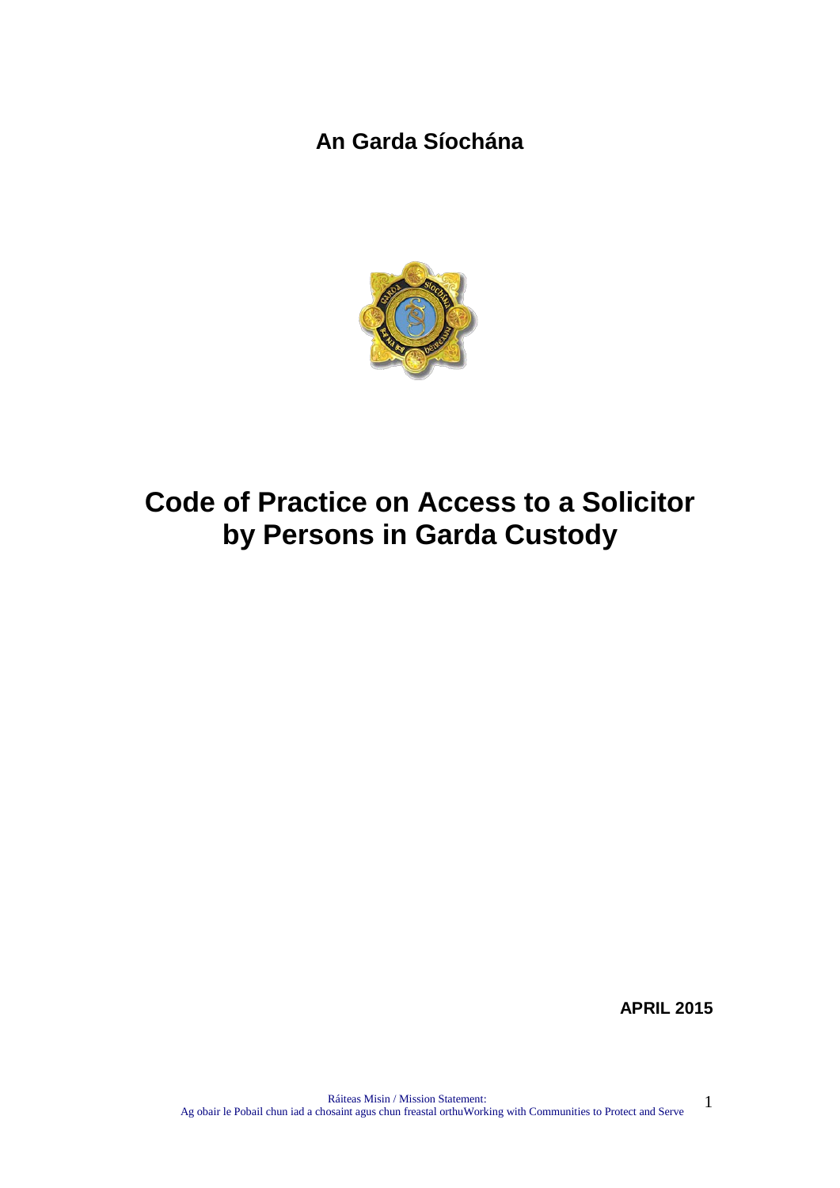**An Garda Síochána**

# Code of Practice on Access to a Solicitor by Persons in Garda Custody

**APRIL 2015**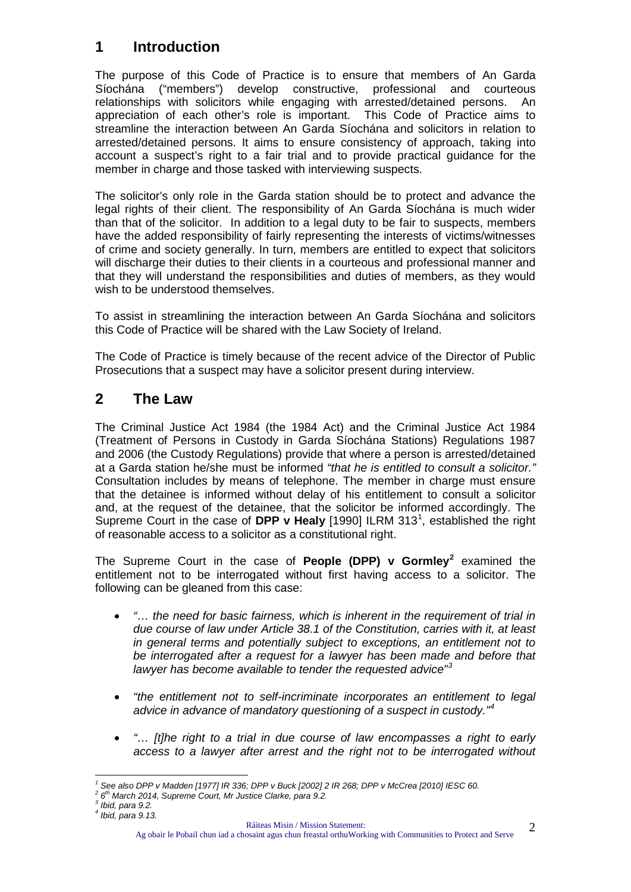## 1 Introduction

The purpose of this Code of Practice is to ensure that members of An Garda Síochána ("members") develop constructive, professional and courteous relationships with solicitors while engaging with arrested/detained persons. An appreciation of each other's role is important. This Code of Practice aims to streamline the interaction between An Garda Síochána and solicitors in relation to arrested/detained persons. It aims to ensure consistency of approach, taking into account a suspect's right to a fair trial and to provide practical guidance for the member in charge and those tasked with interviewing suspects.

The solicitor's only role in the Garda station should be to protect and advance the legal rights of their client. The responsibility of An Garda Síochána is much wider than that of the solicitor. In addition to a legal duty to be fair to suspects, members have the added responsibility of fairly representing the interests of victims/witnesses of crime and society generally. In turn, members are entitled to expect that solicitors will discharge their duties to their clients in a courteous and professional manner and that they will understand the responsibilities and duties of members, as they would wish to be understood themselves.

To assist in streamlining the interaction between An Garda Síochána and solicitors this Code of Practice will be shared with the Law Society of Ireland.

The Code of Practice is timely because of the recent advice of the Director of Public Prosecutions that a suspect may have a solicitor present during interview.

## 2 The Law

The Criminal Justice Act 1984 (the 1984 Act) and the Criminal Justice Act 1984 (Treatment of Persons in Custody in Garda Síochána Stations) Regulations 1987 and 2006 (the Custody Regulations) provide that where a person is arrested/detained at a Garda station he/she must be informed *"that he is entitled to consult a solicitor."* Consultation includes by means of telephone. The member in charge must ensure that the detainee is informed without delay of his entitlement to consult a solicitor and, at the request of the detainee, that the solicitor be informed accordingly. The Supreme Court in the case of **DPP v Healy** [1990] ILRM 313[1], established the right of reasonable access to a solicitor as a constitutional right.

The Supreme Court in the case of **People (DPP) v Gormley**[2] examined the entitlement not to be interrogated without first having access to a solicitor. The following can be gleaned from this case:

- *"… the need for basic fairness, which is inherent in the requirement of trial in due course of law under Article 38.1 of the Constitution, carries with it, at least in general terms and potentially subject to exceptions, an entitlement not to be interrogated after a request for a lawyer has been made and before that lawyer has become available to tender the requested advice"*[3]

- *"the entitlement not to self-incriminate incorporates an entitlement to legal advice in advance of mandatory questioning of a suspect in custody."*[4]

- *"… [t]he right to a trial in due course of law encompasses a right to early access to a lawyer after arrest and the right not to be interrogated without*

---

[1] *See also DPP v Madden [1977] IR 336; DPP v Buck [2002] 2 IR 268; DPP v McCrea [2010] IESC 60.*
[2] *6th March 2014, Supreme Court, Mr Justice Clarke, para 9.2.*
[3] *Ibid, para 9.2.*
[4] *Ibid, para 9.13.*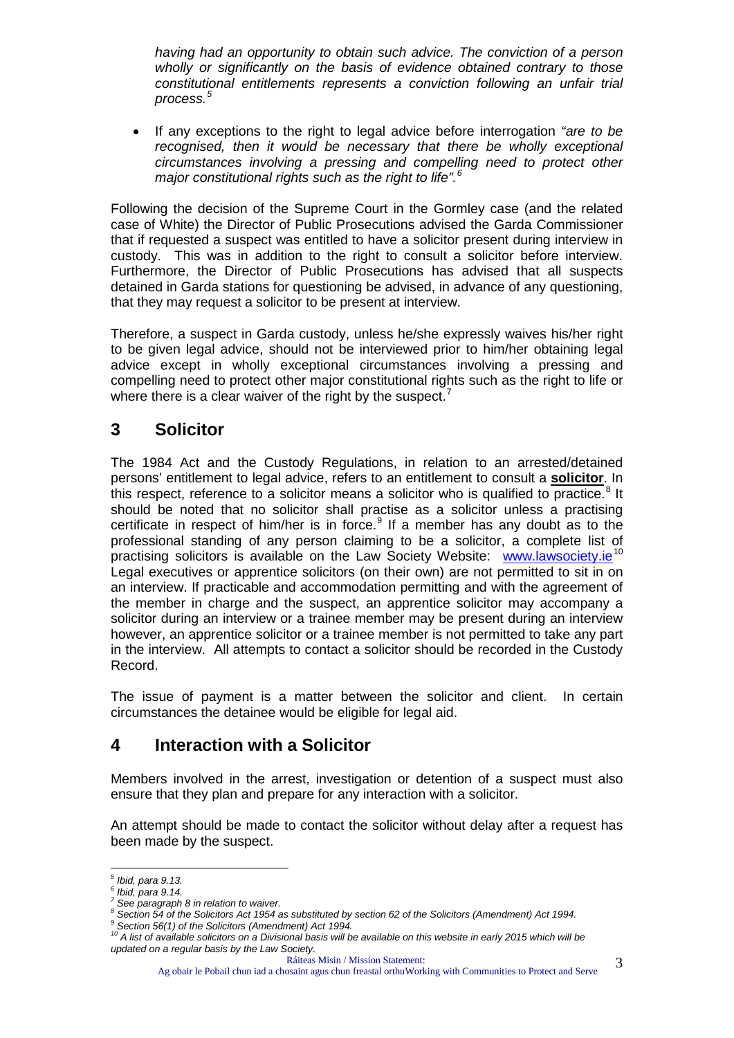*having had an opportunity to obtain such advice. The conviction of a person wholly or significantly on the basis of evidence obtained contrary to those constitutional entitlements represents a conviction following an unfair trial process.*[5]

- If any exceptions to the right to legal advice before interrogation *"are to be recognised, then it would be necessary that there be wholly exceptional circumstances involving a pressing and compelling need to protect other major constitutional rights such as the right to life".*[6]

Following the decision of the Supreme Court in the Gormley case (and the related case of White) the Director of Public Prosecutions advised the Garda Commissioner that if requested a suspect was entitled to have a solicitor present during interview in custody. This was in addition to the right to consult a solicitor before interview. Furthermore, the Director of Public Prosecutions has advised that all suspects detained in Garda stations for questioning be advised, in advance of any questioning, that they may request a solicitor to be present at interview.

Therefore, a suspect in Garda custody, unless he/she expressly waives his/her right to be given legal advice, should not be interviewed prior to him/her obtaining legal advice except in wholly exceptional circumstances involving a pressing and compelling need to protect other major constitutional rights such as the right to life or where there is a clear waiver of the right by the suspect.[7]

## 3 Solicitor

The 1984 Act and the Custody Regulations, in relation to an arrested/detained persons' entitlement to legal advice, refers to an entitlement to consult a **solicitor**. In this respect, reference to a solicitor means a solicitor who is qualified to practice.[8] It should be noted that no solicitor shall practise as a solicitor unless a practising certificate in respect of him/her is in force.[9] If a member has any doubt as to the professional standing of any person claiming to be a solicitor, a complete list of practising solicitors is available on the Law Society Website: www.lawsociety.ie[10] Legal executives or apprentice solicitors (on their own) are not permitted to sit in on an interview. If practicable and accommodation permitting and with the agreement of the member in charge and the suspect, an apprentice solicitor may accompany a solicitor during an interview or a trainee member may be present during an interview however, an apprentice solicitor or a trainee member is not permitted to take any part in the interview. All attempts to contact a solicitor should be recorded in the Custody Record.

The issue of payment is a matter between the solicitor and client. In certain circumstances the detainee would be eligible for legal aid.

## 4 Interaction with a Solicitor

Members involved in the arrest, investigation or detention of a suspect must also ensure that they plan and prepare for any interaction with a solicitor.

An attempt should be made to contact the solicitor without delay after a request has been made by the suspect.

---

[5] *Ibid, para 9.13.*
[6] *Ibid, para 9.14.*
[7] *See paragraph 8 in relation to waiver.*
[8] *Section 54 of the Solicitors Act 1954 as substituted by section 62 of the Solicitors (Amendment) Act 1994.*
[9] *Section 56(1) of the Solicitors (Amendment) Act 1994.*
[10] *A list of available solicitors on a Divisional basis will be available on this website in early 2015 which will be updated on a regular basis by the Law Society.*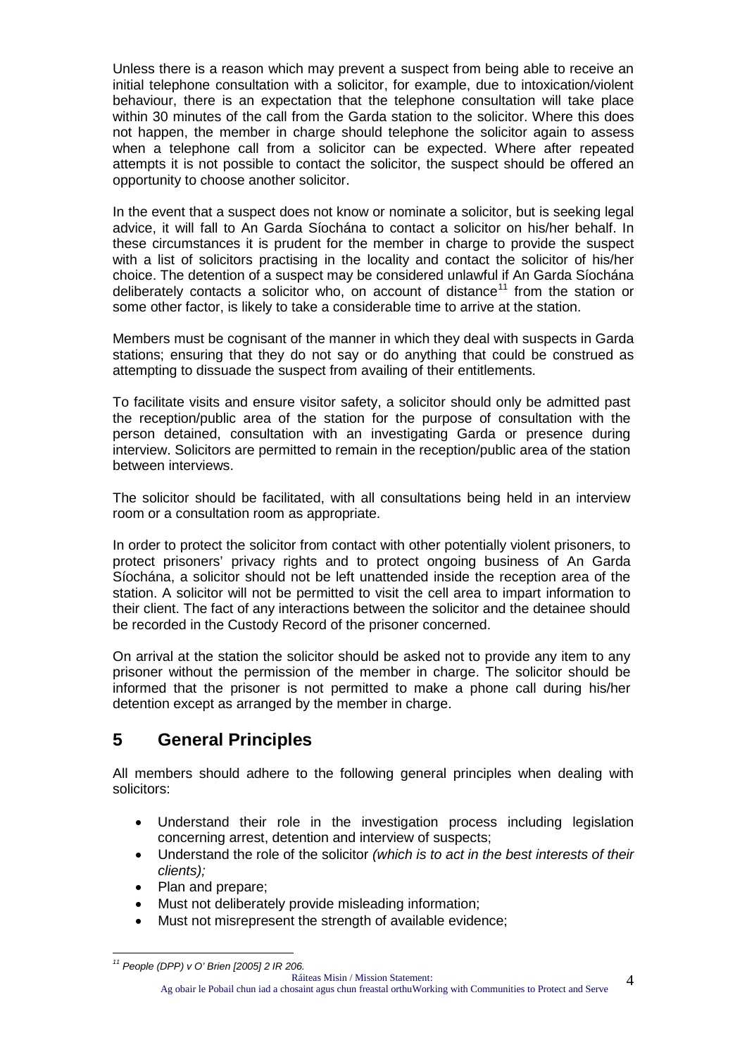Unless there is a reason which may prevent a suspect from being able to receive an initial telephone consultation with a solicitor, for example, due to intoxication/violent behaviour, there is an expectation that the telephone consultation will take place within 30 minutes of the call from the Garda station to the solicitor. Where this does not happen, the member in charge should telephone the solicitor again to assess when a telephone call from a solicitor can be expected. Where after repeated attempts it is not possible to contact the solicitor, the suspect should be offered an opportunity to choose another solicitor.

In the event that a suspect does not know or nominate a solicitor, but is seeking legal advice, it will fall to An Garda Síochána to contact a solicitor on his/her behalf. In these circumstances it is prudent for the member in charge to provide the suspect with a list of solicitors practising in the locality and contact the solicitor of his/her choice. The detention of a suspect may be considered unlawful if An Garda Síochána deliberately contacts a solicitor who, on account of distance[11] from the station or some other factor, is likely to take a considerable time to arrive at the station.

Members must be cognisant of the manner in which they deal with suspects in Garda stations; ensuring that they do not say or do anything that could be construed as attempting to dissuade the suspect from availing of their entitlements.

To facilitate visits and ensure visitor safety, a solicitor should only be admitted past the reception/public area of the station for the purpose of consultation with the person detained, consultation with an investigating Garda or presence during interview. Solicitors are permitted to remain in the reception/public area of the station between interviews.

The solicitor should be facilitated, with all consultations being held in an interview room or a consultation room as appropriate.

In order to protect the solicitor from contact with other potentially violent prisoners, to protect prisoners' privacy rights and to protect ongoing business of An Garda Síochána, a solicitor should not be left unattended inside the reception area of the station. A solicitor will not be permitted to visit the cell area to impart information to their client. The fact of any interactions between the solicitor and the detainee should be recorded in the Custody Record of the prisoner concerned.

On arrival at the station the solicitor should be asked not to provide any item to any prisoner without the permission of the member in charge. The solicitor should be informed that the prisoner is not permitted to make a phone call during his/her detention except as arranged by the member in charge.

## 5 General Principles

All members should adhere to the following general principles when dealing with solicitors:

- Understand their role in the investigation process including legislation concerning arrest, detention and interview of suspects;
- Understand the role of the solicitor *(which is to act in the best interests of their clients);*
- Plan and prepare;
- Must not deliberately provide misleading information;
- Must not misrepresent the strength of available evidence;

[11] *People (DPP) v O' Brien [2005] 2 IR 206.*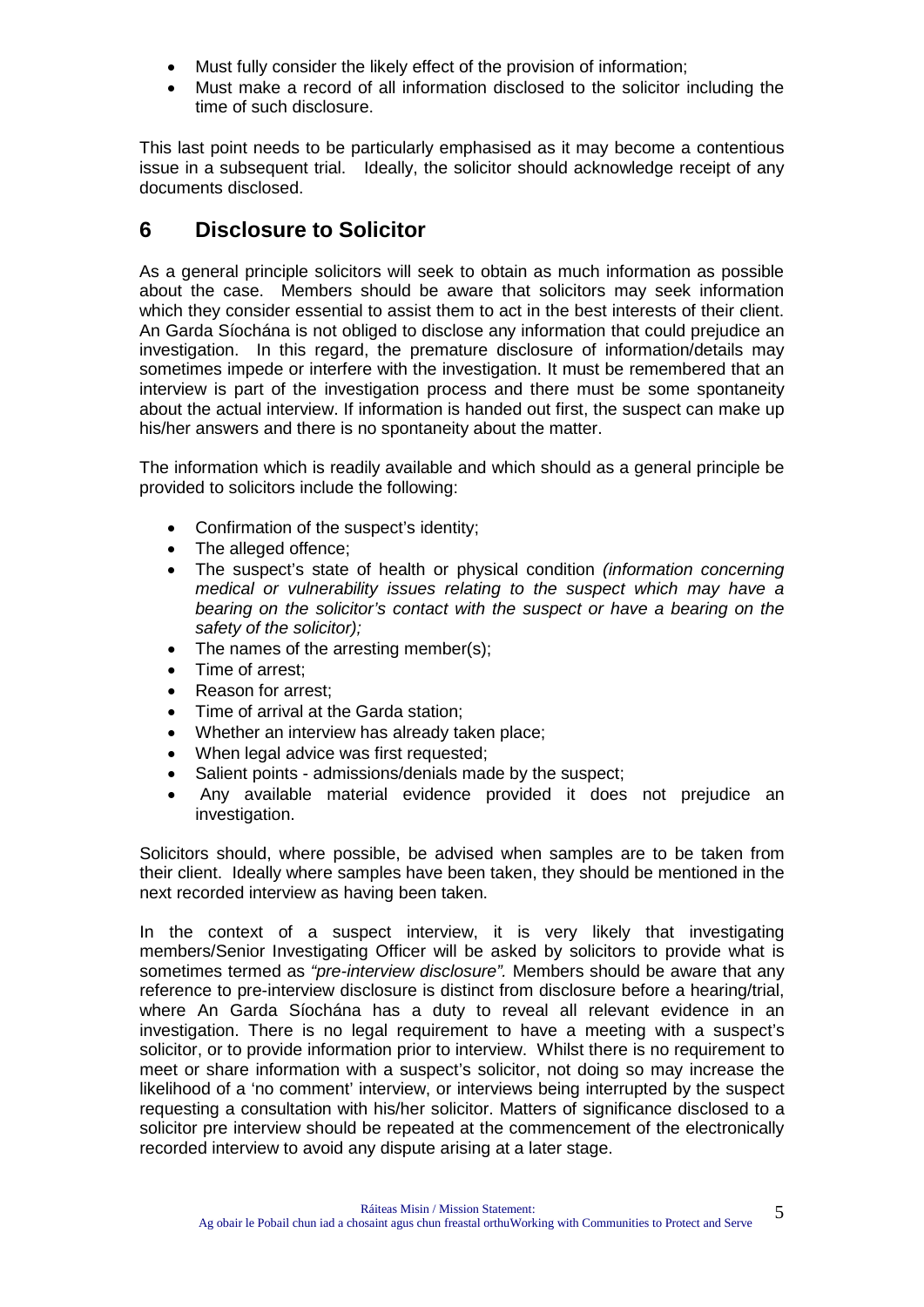- Must fully consider the likely effect of the provision of information;
- Must make a record of all information disclosed to the solicitor including the time of such disclosure.

This last point needs to be particularly emphasised as it may become a contentious issue in a subsequent trial. Ideally, the solicitor should acknowledge receipt of any documents disclosed.

## 6 Disclosure to Solicitor

As a general principle solicitors will seek to obtain as much information as possible about the case. Members should be aware that solicitors may seek information which they consider essential to assist them to act in the best interests of their client. An Garda Síochána is not obliged to disclose any information that could prejudice an investigation. In this regard, the premature disclosure of information/details may sometimes impede or interfere with the investigation. It must be remembered that an interview is part of the investigation process and there must be some spontaneity about the actual interview. If information is handed out first, the suspect can make up his/her answers and there is no spontaneity about the matter.

The information which is readily available and which should as a general principle be provided to solicitors include the following:

- Confirmation of the suspect's identity;
- The alleged offence;
- The suspect's state of health or physical condition *(information concerning medical or vulnerability issues relating to the suspect which may have a bearing on the solicitor's contact with the suspect or have a bearing on the safety of the solicitor);*
- The names of the arresting member(s);
- Time of arrest;
- Reason for arrest;
- Time of arrival at the Garda station;
- Whether an interview has already taken place;
- When legal advice was first requested;
- Salient points - admissions/denials made by the suspect;
- Any available material evidence provided it does not prejudice an investigation.

Solicitors should, where possible, be advised when samples are to be taken from their client. Ideally where samples have been taken, they should be mentioned in the next recorded interview as having been taken.

In the context of a suspect interview, it is very likely that investigating members/Senior Investigating Officer will be asked by solicitors to provide what is sometimes termed as *"pre-interview disclosure".* Members should be aware that any reference to pre-interview disclosure is distinct from disclosure before a hearing/trial, where An Garda Síochána has a duty to reveal all relevant evidence in an investigation. There is no legal requirement to have a meeting with a suspect's solicitor, or to provide information prior to interview. Whilst there is no requirement to meet or share information with a suspect's solicitor, not doing so may increase the likelihood of a 'no comment' interview, or interviews being interrupted by the suspect requesting a consultation with his/her solicitor. Matters of significance disclosed to a solicitor pre interview should be repeated at the commencement of the electronically recorded interview to avoid any dispute arising at a later stage.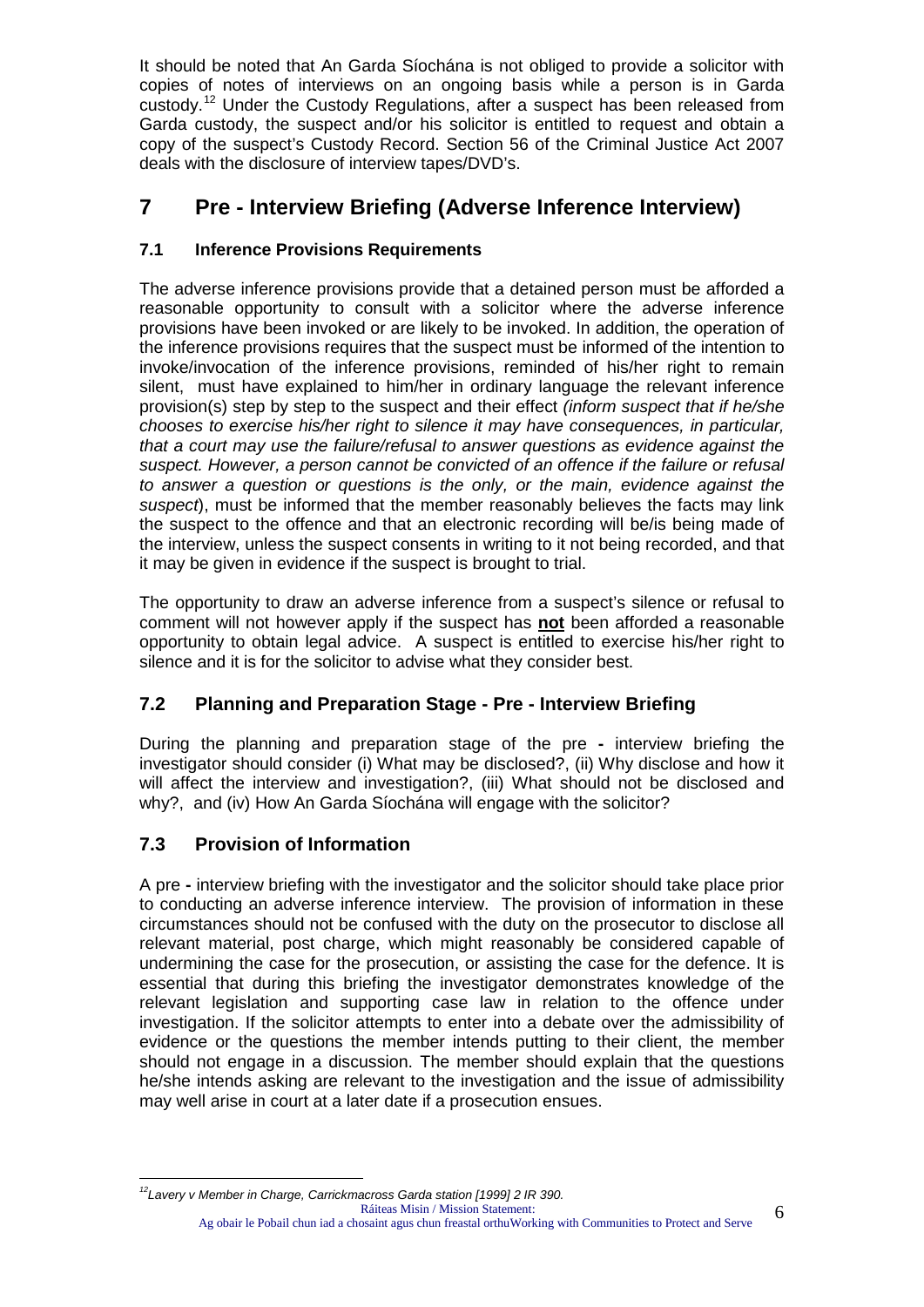It should be noted that An Garda Síochána is not obliged to provide a solicitor with copies of notes of interviews on an ongoing basis while a person is in Garda custody.[12] Under the Custody Regulations, after a suspect has been released from Garda custody, the suspect and/or his solicitor is entitled to request and obtain a copy of the suspect's Custody Record. Section 56 of the Criminal Justice Act 2007 deals with the disclosure of interview tapes/DVD's.

# 7 Pre - Interview Briefing (Adverse Inference Interview)

### 7.1 Inference Provisions Requirements

The adverse inference provisions provide that a detained person must be afforded a reasonable opportunity to consult with a solicitor where the adverse inference provisions have been invoked or are likely to be invoked. In addition, the operation of the inference provisions requires that the suspect must be informed of the intention to invoke/invocation of the inference provisions, reminded of his/her right to remain silent, must have explained to him/her in ordinary language the relevant inference provision(s) step by step to the suspect and their effect *(inform suspect that if he/she chooses to exercise his/her right to silence it may have consequences, in particular, that a court may use the failure/refusal to answer questions as evidence against the suspect. However, a person cannot be convicted of an offence if the failure or refusal to answer a question or questions is the only, or the main, evidence against the suspect)*, must be informed that the member reasonably believes the facts may link the suspect to the offence and that an electronic recording will be/is being made of the interview, unless the suspect consents in writing to it not being recorded, and that it may be given in evidence if the suspect is brought to trial.

The opportunity to draw an adverse inference from a suspect's silence or refusal to comment will not however apply if the suspect has **not** been afforded a reasonable opportunity to obtain legal advice. A suspect is entitled to exercise his/her right to silence and it is for the solicitor to advise what they consider best.

## 7.2 Planning and Preparation Stage - Pre - Interview Briefing

During the planning and preparation stage of the pre - interview briefing the investigator should consider (i) What may be disclosed?, (ii) Why disclose and how it will affect the interview and investigation?, (iii) What should not be disclosed and why?, and (iv) How An Garda Síochána will engage with the solicitor?

## 7.3 Provision of Information

A pre - interview briefing with the investigator and the solicitor should take place prior to conducting an adverse inference interview. The provision of information in these circumstances should not be confused with the duty on the prosecutor to disclose all relevant material, post charge, which might reasonably be considered capable of undermining the case for the prosecution, or assisting the case for the defence. It is essential that during this briefing the investigator demonstrates knowledge of the relevant legislation and supporting case law in relation to the offence under investigation. If the solicitor attempts to enter into a debate over the admissibility of evidence or the questions the member intends putting to their client, the member should not engage in a discussion. The member should explain that the questions he/she intends asking are relevant to the investigation and the issue of admissibility may well arise in court at a later date if a prosecution ensues.

---

[12] *Lavery v Member in Charge, Carrickmacross Garda station [1999] 2 IR 390.*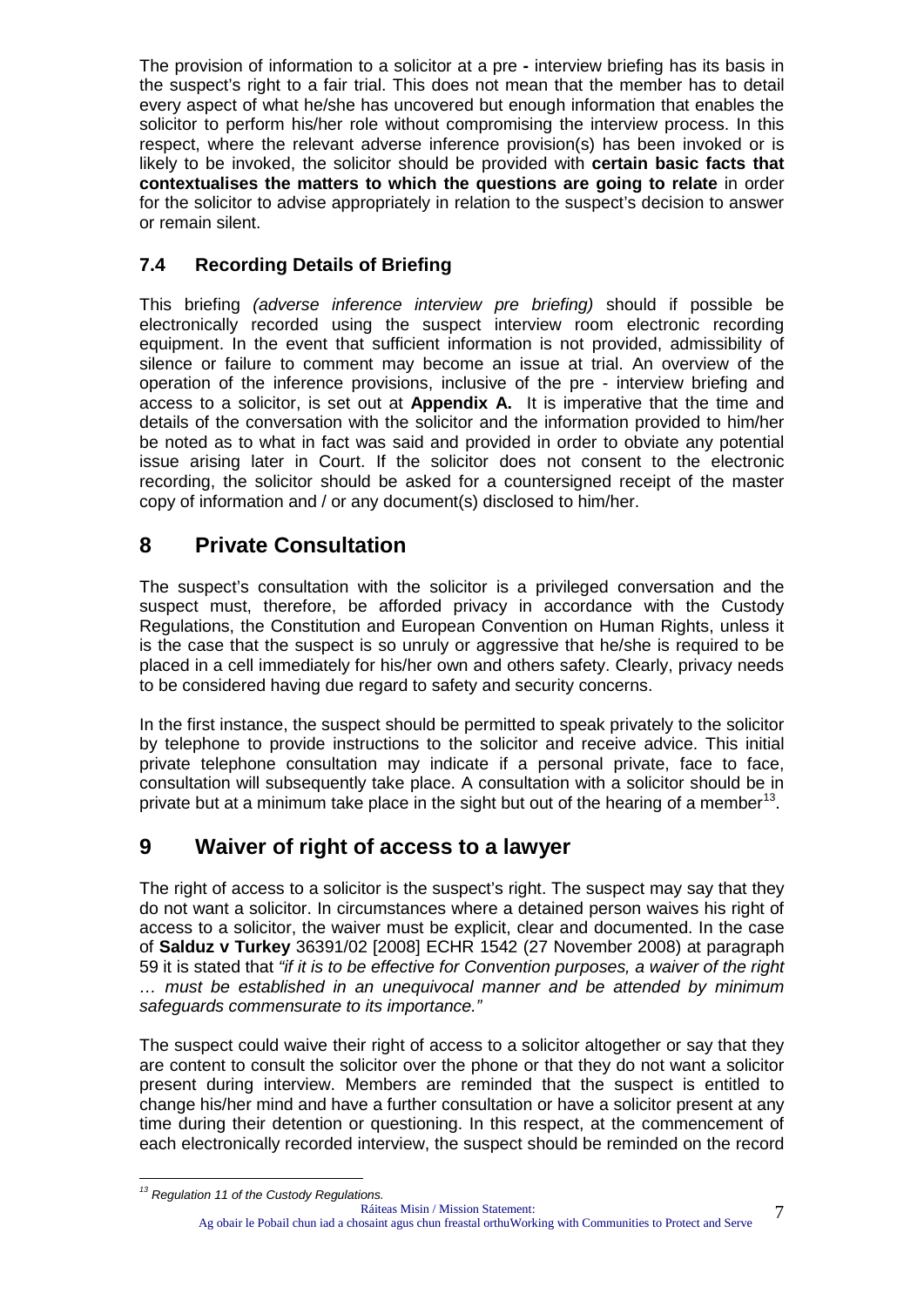The provision of information to a solicitor at a pre **-** interview briefing has its basis in the suspect's right to a fair trial. This does not mean that the member has to detail every aspect of what he/she has uncovered but enough information that enables the solicitor to perform his/her role without compromising the interview process. In this respect, where the relevant adverse inference provision(s) has been invoked or is likely to be invoked, the solicitor should be provided with **certain basic facts that contextualises the matters to which the questions are going to relate** in order for the solicitor to advise appropriately in relation to the suspect's decision to answer or remain silent.

### 7.4 Recording Details of Briefing

This briefing *(adverse inference interview pre briefing)* should if possible be electronically recorded using the suspect interview room electronic recording equipment. In the event that sufficient information is not provided, admissibility of silence or failure to comment may become an issue at trial. An overview of the operation of the inference provisions, inclusive of the pre - interview briefing and access to a solicitor, is set out at **Appendix A.** It is imperative that the time and details of the conversation with the solicitor and the information provided to him/her be noted as to what in fact was said and provided in order to obviate any potential issue arising later in Court. If the solicitor does not consent to the electronic recording, the solicitor should be asked for a countersigned receipt of the master copy of information and / or any document(s) disclosed to him/her.

## 8 Private Consultation

The suspect's consultation with the solicitor is a privileged conversation and the suspect must, therefore, be afforded privacy in accordance with the Custody Regulations, the Constitution and European Convention on Human Rights, unless it is the case that the suspect is so unruly or aggressive that he/she is required to be placed in a cell immediately for his/her own and others safety. Clearly, privacy needs to be considered having due regard to safety and security concerns.

In the first instance, the suspect should be permitted to speak privately to the solicitor by telephone to provide instructions to the solicitor and receive advice. This initial private telephone consultation may indicate if a personal private, face to face, consultation will subsequently take place. A consultation with a solicitor should be in private but at a minimum take place in the sight but out of the hearing of a member[13].

## 9 Waiver of right of access to a lawyer

The right of access to a solicitor is the suspect's right. The suspect may say that they do not want a solicitor. In circumstances where a detained person waives his right of access to a solicitor, the waiver must be explicit, clear and documented. In the case of **Salduz v Turkey** 36391/02 [2008] ECHR 1542 (27 November 2008) at paragraph 59 it is stated that *"if it is to be effective for Convention purposes, a waiver of the right … must be established in an unequivocal manner and be attended by minimum safeguards commensurate to its importance."*

The suspect could waive their right of access to a solicitor altogether or say that they are content to consult the solicitor over the phone or that they do not want a solicitor present during interview. Members are reminded that the suspect is entitled to change his/her mind and have a further consultation or have a solicitor present at any time during their detention or questioning. In this respect, at the commencement of each electronically recorded interview, the suspect should be reminded on the record

---

[13] *Regulation 11 of the Custody Regulations.*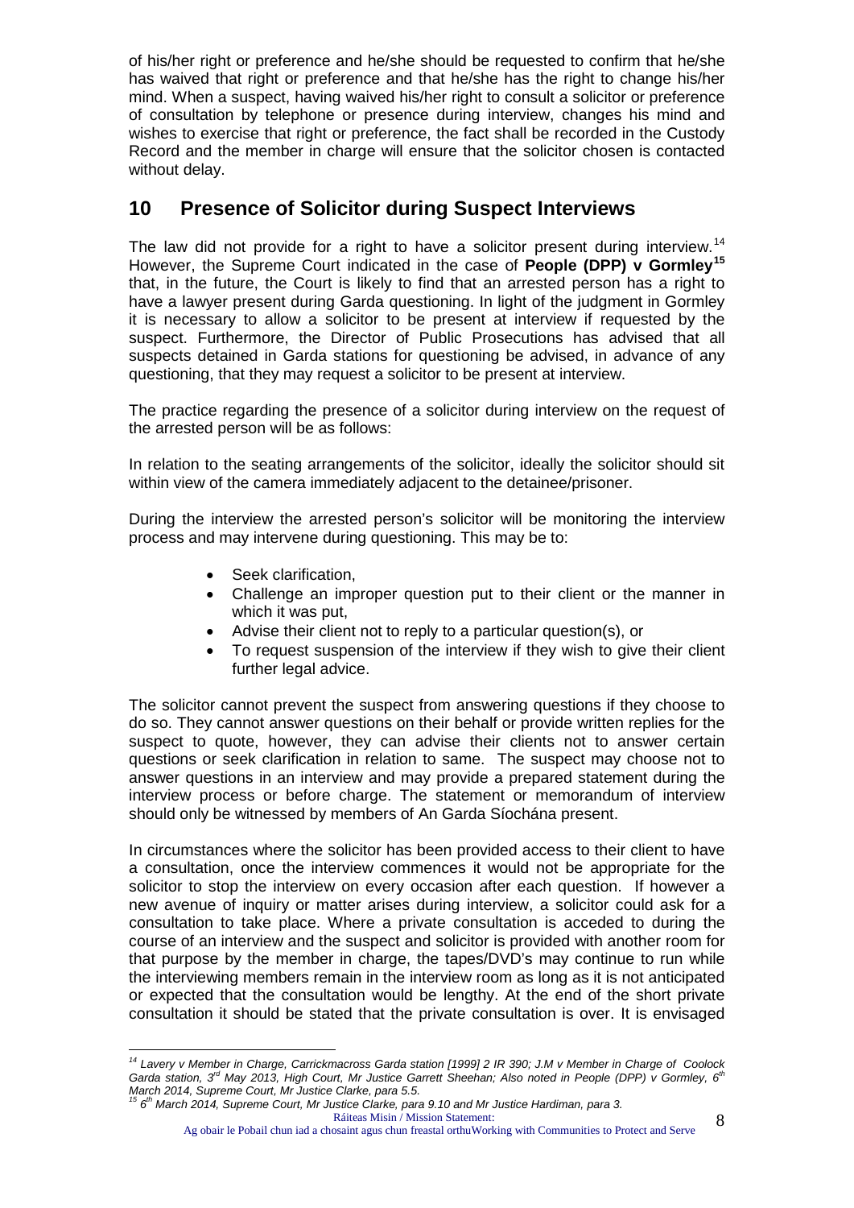of his/her right or preference and he/she should be requested to confirm that he/she has waived that right or preference and that he/she has the right to change his/her mind. When a suspect, having waived his/her right to consult a solicitor or preference of consultation by telephone or presence during interview, changes his mind and wishes to exercise that right or preference, the fact shall be recorded in the Custody Record and the member in charge will ensure that the solicitor chosen is contacted without delay.

## 10 Presence of Solicitor during Suspect Interviews

The law did not provide for a right to have a solicitor present during interview.[14] However, the Supreme Court indicated in the case of **People (DPP) v Gormley[15]** that, in the future, the Court is likely to find that an arrested person has a right to have a lawyer present during Garda questioning. In light of the judgment in Gormley it is necessary to allow a solicitor to be present at interview if requested by the suspect. Furthermore, the Director of Public Prosecutions has advised that all suspects detained in Garda stations for questioning be advised, in advance of any questioning, that they may request a solicitor to be present at interview.

The practice regarding the presence of a solicitor during interview on the request of the arrested person will be as follows:

In relation to the seating arrangements of the solicitor, ideally the solicitor should sit within view of the camera immediately adjacent to the detainee/prisoner.

During the interview the arrested person's solicitor will be monitoring the interview process and may intervene during questioning. This may be to:

- Seek clarification,
- Challenge an improper question put to their client or the manner in which it was put,
- Advise their client not to reply to a particular question(s), or
- To request suspension of the interview if they wish to give their client further legal advice.

The solicitor cannot prevent the suspect from answering questions if they choose to do so. They cannot answer questions on their behalf or provide written replies for the suspect to quote, however, they can advise their clients not to answer certain questions or seek clarification in relation to same. The suspect may choose not to answer questions in an interview and may provide a prepared statement during the interview process or before charge. The statement or memorandum of interview should only be witnessed by members of An Garda Síochána present.

In circumstances where the solicitor has been provided access to their client to have a consultation, once the interview commences it would not be appropriate for the solicitor to stop the interview on every occasion after each question. If however a new avenue of inquiry or matter arises during interview, a solicitor could ask for a consultation to take place. Where a private consultation is acceded to during the course of an interview and the suspect and solicitor is provided with another room for that purpose by the member in charge, the tapes/DVD's may continue to run while the interviewing members remain in the interview room as long as it is not anticipated or expected that the consultation would be lengthy. At the end of the short private consultation it should be stated that the private consultation is over. It is envisaged

---

[14] *Lavery v Member in Charge, Carrickmacross Garda station [1999] 2 IR 390; J.M v Member in Charge of Coolock Garda station, 3rd May 2013, High Court, Mr Justice Garrett Sheehan; Also noted in People (DPP) v Gormley, 6th March 2014, Supreme Court, Mr Justice Clarke, para 5.5.*

[15] *6th March 2014, Supreme Court, Mr Justice Clarke, para 9.10 and Mr Justice Hardiman, para 3.*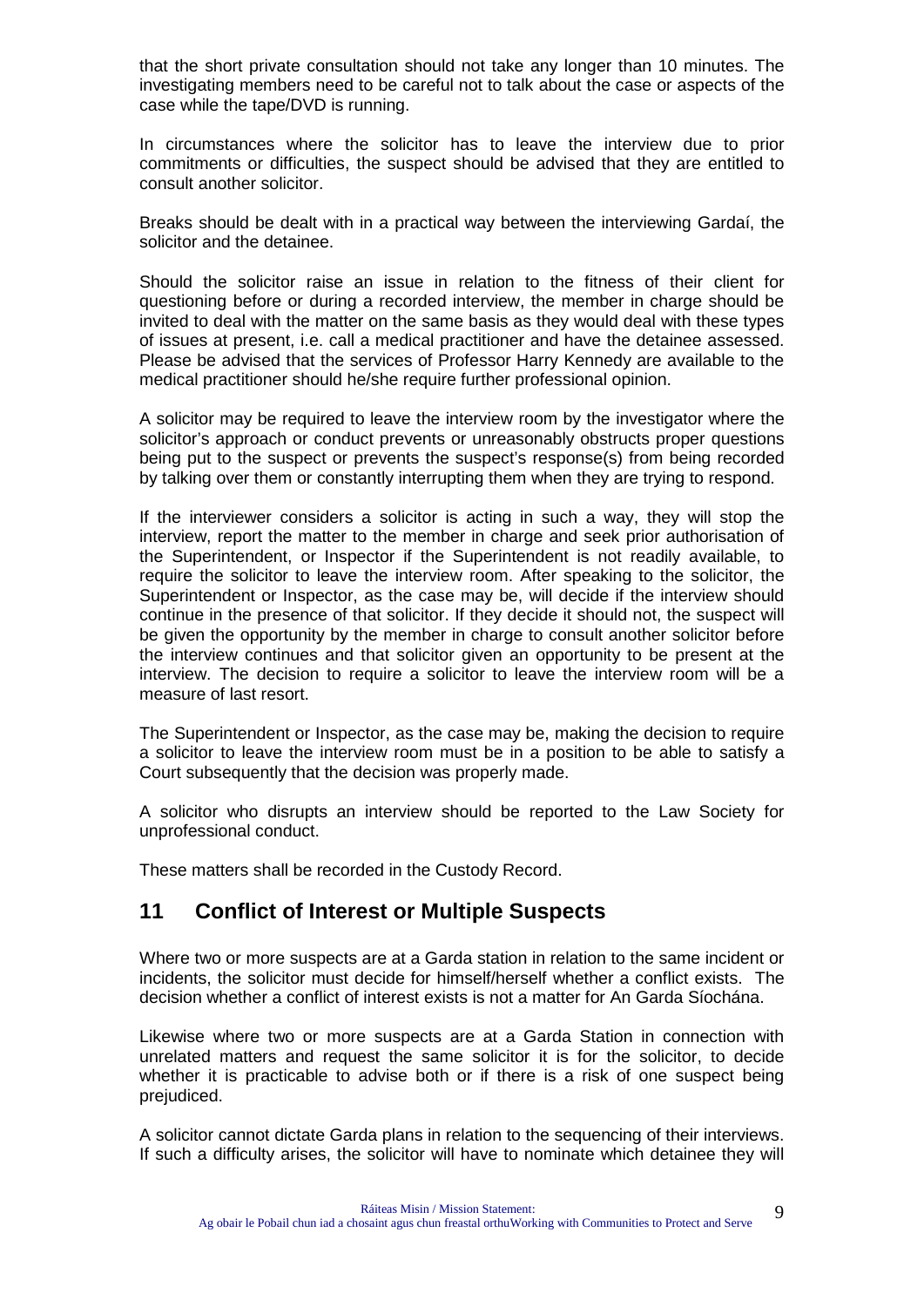that the short private consultation should not take any longer than 10 minutes. The investigating members need to be careful not to talk about the case or aspects of the case while the tape/DVD is running.

In circumstances where the solicitor has to leave the interview due to prior commitments or difficulties, the suspect should be advised that they are entitled to consult another solicitor.

Breaks should be dealt with in a practical way between the interviewing Gardaí, the solicitor and the detainee.

Should the solicitor raise an issue in relation to the fitness of their client for questioning before or during a recorded interview, the member in charge should be invited to deal with the matter on the same basis as they would deal with these types of issues at present, i.e. call a medical practitioner and have the detainee assessed. Please be advised that the services of Professor Harry Kennedy are available to the medical practitioner should he/she require further professional opinion.

A solicitor may be required to leave the interview room by the investigator where the solicitor's approach or conduct prevents or unreasonably obstructs proper questions being put to the suspect or prevents the suspect's response(s) from being recorded by talking over them or constantly interrupting them when they are trying to respond.

If the interviewer considers a solicitor is acting in such a way, they will stop the interview, report the matter to the member in charge and seek prior authorisation of the Superintendent, or Inspector if the Superintendent is not readily available, to require the solicitor to leave the interview room. After speaking to the solicitor, the Superintendent or Inspector, as the case may be, will decide if the interview should continue in the presence of that solicitor. If they decide it should not, the suspect will be given the opportunity by the member in charge to consult another solicitor before the interview continues and that solicitor given an opportunity to be present at the interview. The decision to require a solicitor to leave the interview room will be a measure of last resort.

The Superintendent or Inspector, as the case may be, making the decision to require a solicitor to leave the interview room must be in a position to be able to satisfy a Court subsequently that the decision was properly made.

A solicitor who disrupts an interview should be reported to the Law Society for unprofessional conduct.

These matters shall be recorded in the Custody Record.

## 11 Conflict of Interest or Multiple Suspects

Where two or more suspects are at a Garda station in relation to the same incident or incidents, the solicitor must decide for himself/herself whether a conflict exists. The decision whether a conflict of interest exists is not a matter for An Garda Síochána.

Likewise where two or more suspects are at a Garda Station in connection with unrelated matters and request the same solicitor it is for the solicitor, to decide whether it is practicable to advise both or if there is a risk of one suspect being prejudiced.

A solicitor cannot dictate Garda plans in relation to the sequencing of their interviews. If such a difficulty arises, the solicitor will have to nominate which detainee they will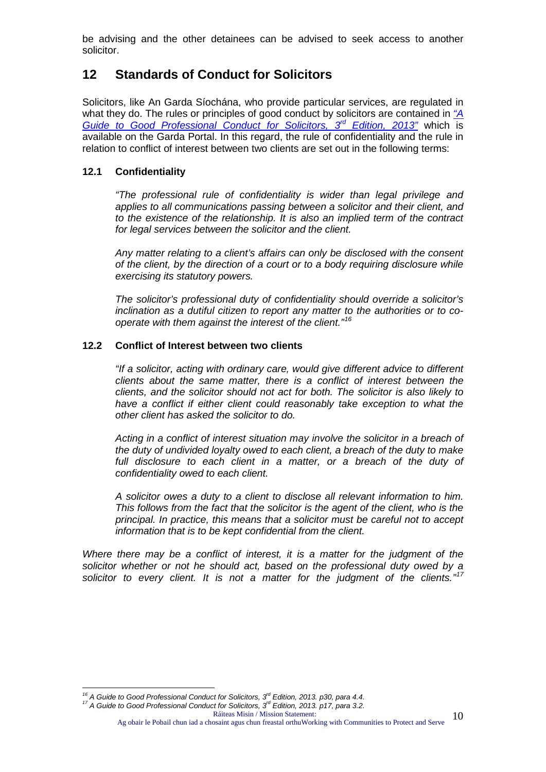be advising and the other detainees can be advised to seek access to another solicitor.

## 12 Standards of Conduct for Solicitors

Solicitors, like An Garda Síochána, who provide particular services, are regulated in what they do. The rules or principles of good conduct by solicitors are contained in *"A Guide to Good Professional Conduct for Solicitors, 3rd Edition, 2013"* which is available on the Garda Portal. In this regard, the rule of confidentiality and the rule in relation to conflict of interest between two clients are set out in the following terms:

### 12.1 Confidentiality

*"The professional rule of confidentiality is wider than legal privilege and applies to all communications passing between a solicitor and their client, and to the existence of the relationship. It is also an implied term of the contract for legal services between the solicitor and the client.*

*Any matter relating to a client's affairs can only be disclosed with the consent of the client, by the direction of a court or to a body requiring disclosure while exercising its statutory powers.*

*The solicitor's professional duty of confidentiality should override a solicitor's inclination as a dutiful citizen to report any matter to the authorities or to co-operate with them against the interest of the client."*[16]

### 12.2 Conflict of Interest between two clients

*"If a solicitor, acting with ordinary care, would give different advice to different clients about the same matter, there is a conflict of interest between the clients, and the solicitor should not act for both. The solicitor is also likely to have a conflict if either client could reasonably take exception to what the other client has asked the solicitor to do.*

*Acting in a conflict of interest situation may involve the solicitor in a breach of the duty of undivided loyalty owed to each client, a breach of the duty to make full disclosure to each client in a matter, or a breach of the duty of confidentiality owed to each client.*

*A solicitor owes a duty to a client to disclose all relevant information to him. This follows from the fact that the solicitor is the agent of the client, who is the principal. In practice, this means that a solicitor must be careful not to accept information that is to be kept confidential from the client.*

*Where there may be a conflict of interest, it is a matter for the judgment of the solicitor whether or not he should act, based on the professional duty owed by a solicitor to every client. It is not a matter for the judgment of the clients."*[17]

---

[16] *A Guide to Good Professional Conduct for Solicitors, 3rd Edition, 2013. p30, para 4.4.*

[17] *A Guide to Good Professional Conduct for Solicitors, 3rd Edition, 2013. p17, para 3.2.*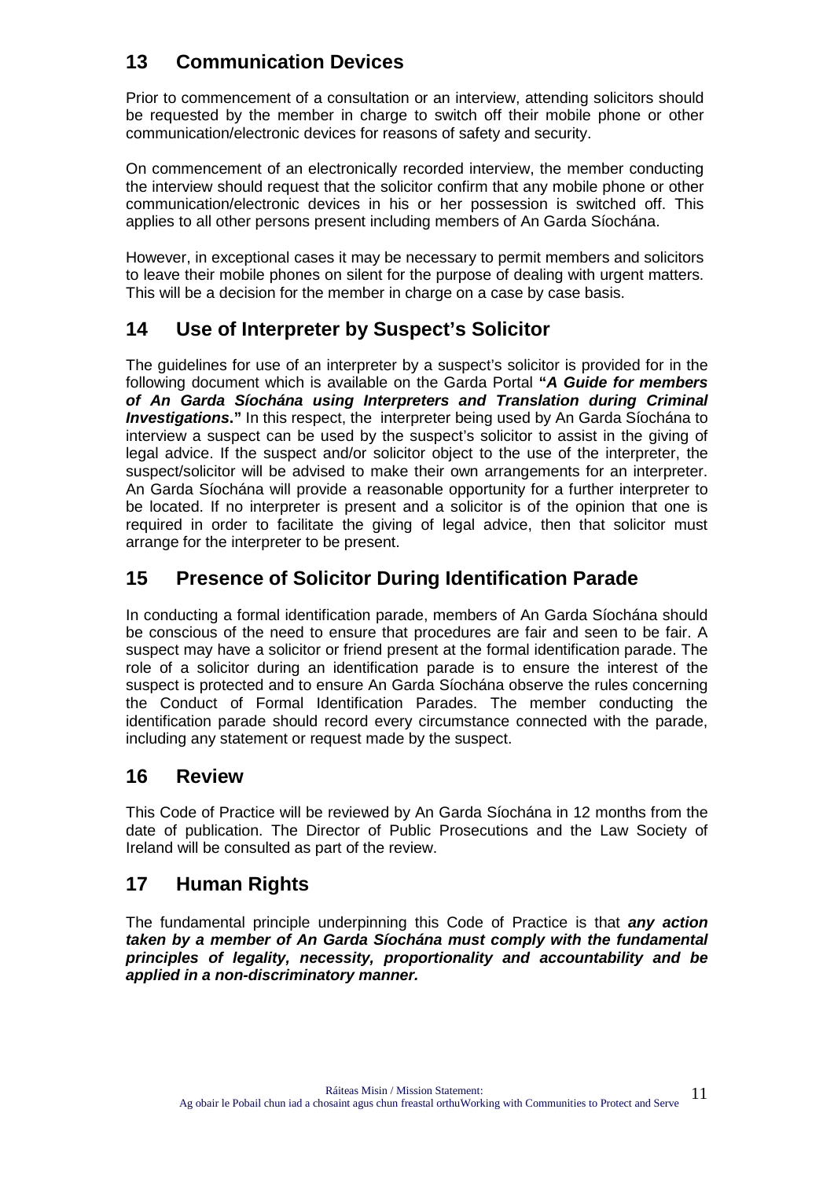## 13 Communication Devices

Prior to commencement of a consultation or an interview, attending solicitors should be requested by the member in charge to switch off their mobile phone or other communication/electronic devices for reasons of safety and security.

On commencement of an electronically recorded interview, the member conducting the interview should request that the solicitor confirm that any mobile phone or other communication/electronic devices in his or her possession is switched off. This applies to all other persons present including members of An Garda Síochána.

However, in exceptional cases it may be necessary to permit members and solicitors to leave their mobile phones on silent for the purpose of dealing with urgent matters. This will be a decision for the member in charge on a case by case basis.

## 14 Use of Interpreter by Suspect's Solicitor

The guidelines for use of an interpreter by a suspect's solicitor is provided for in the following document which is available on the Garda Portal **"*A Guide for members of An Garda Síochána using Interpreters and Translation during Criminal Investigations*."** In this respect, the interpreter being used by An Garda Síochána to interview a suspect can be used by the suspect's solicitor to assist in the giving of legal advice. If the suspect and/or solicitor object to the use of the interpreter, the suspect/solicitor will be advised to make their own arrangements for an interpreter. An Garda Síochána will provide a reasonable opportunity for a further interpreter to be located. If no interpreter is present and a solicitor is of the opinion that one is required in order to facilitate the giving of legal advice, then that solicitor must arrange for the interpreter to be present.

## 15 Presence of Solicitor During Identification Parade

In conducting a formal identification parade, members of An Garda Síochána should be conscious of the need to ensure that procedures are fair and seen to be fair. A suspect may have a solicitor or friend present at the formal identification parade. The role of a solicitor during an identification parade is to ensure the interest of the suspect is protected and to ensure An Garda Síochána observe the rules concerning the Conduct of Formal Identification Parades. The member conducting the identification parade should record every circumstance connected with the parade, including any statement or request made by the suspect.

## 16 Review

This Code of Practice will be reviewed by An Garda Síochána in 12 months from the date of publication. The Director of Public Prosecutions and the Law Society of Ireland will be consulted as part of the review.

## 17 Human Rights

The fundamental principle underpinning this Code of Practice is that ***any action taken by a member of An Garda Síochána must comply with the fundamental principles of legality, necessity, proportionality and accountability and be applied in a non-discriminatory manner.***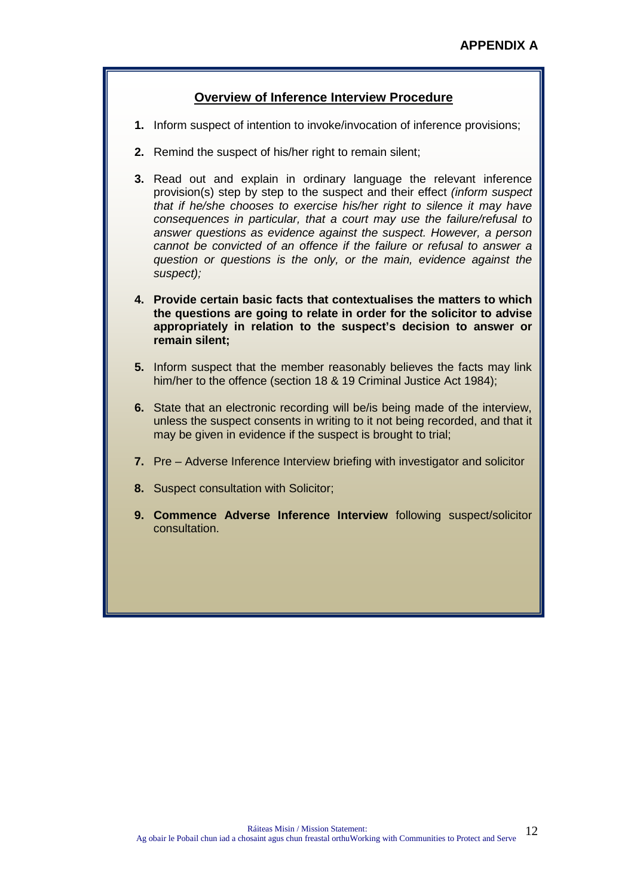**APPENDIX A**

## Overview of Inference Interview Procedure

1. Inform suspect of intention to invoke/invocation of inference provisions;

2. Remind the suspect of his/her right to remain silent;

3. Read out and explain in ordinary language the relevant inference provision(s) step by step to the suspect and their effect *(inform suspect that if he/she chooses to exercise his/her right to silence it may have consequences in particular, that a court may use the failure/refusal to answer questions as evidence against the suspect. However, a person cannot be convicted of an offence if the failure or refusal to answer a question or questions is the only, or the main, evidence against the suspect);*

4. **Provide certain basic facts that contextualises the matters to which the questions are going to relate in order for the solicitor to advise appropriately in relation to the suspect's decision to answer or remain silent;**

5. Inform suspect that the member reasonably believes the facts may link him/her to the offence (section 18 & 19 Criminal Justice Act 1984);

6. State that an electronic recording will be/is being made of the interview, unless the suspect consents in writing to it not being recorded, and that it may be given in evidence if the suspect is brought to trial;

7. Pre – Adverse Inference Interview briefing with investigator and solicitor

8. Suspect consultation with Solicitor;

9. **Commence Adverse Inference Interview** following suspect/solicitor consultation.